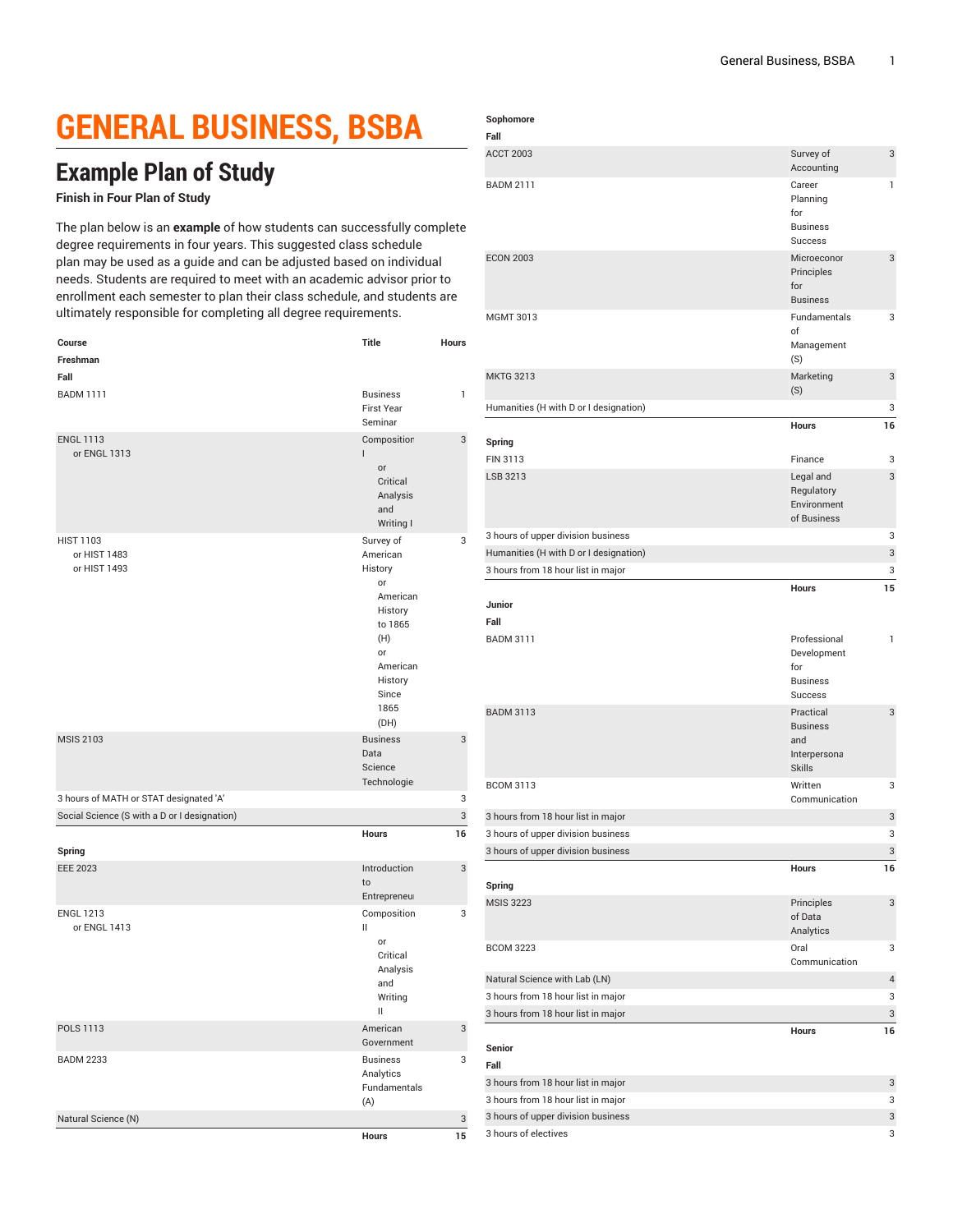# GENERAL BUSINESS, BSBA

## Example Plan of Study

### Finish in Four Plan of Study

The plan below is an **example** of how students can successfully complete degree requirements in four years. This suggested class schedule plan may be used as a guide and can be adjusted based on individual needs. Students are required to meet with an academic advisor prior to enrollment each semester to plan their class schedule, and students are ultimately responsible for completing all degree requirements.

| Course | Title | Hours |
|---|---|---|
| **Freshman** | | |
| **Fall** | | |
| BADM 1111 | Business First Year Seminar | 1 |
| ENGL 1113 or ENGL 1313 | Composition I or Critical Analysis and Writing I | 3 |
| HIST 1103 or HIST 1483 or HIST 1493 | Survey of American History or American History to 1865 (H) or American History Since 1865 (DH) | 3 |
| MSIS 2103 | Business Data Science Technologie | 3 |
| 3 hours of MATH or STAT designated 'A' | | 3 |
| Social Science (S with a D or I designation) | | 3 |
| | **Hours** | **16** |
| **Spring** | | |
| EEE 2023 | Introduction to Entrepreneu | 3 |
| ENGL 1213 or ENGL 1413 | Composition II or Critical Analysis and Writing II | 3 |
| POLS 1113 | American Government | 3 |
| BADM 2233 | Business Analytics Fundamentals (A) | 3 |
| Natural Science (N) | | 3 |
| | **Hours** | **15** |
| **Sophomore** | | |
| **Fall** | | |
| ACCT 2003 | Survey of Accounting | 3 |
| BADM 2111 | Career Planning for Business Success | 1 |
| ECON 2003 | Microeconor Principles for Business | 3 |
| MGMT 3013 | Fundamentals of Management (S) | 3 |
| MKTG 3213 | Marketing (S) | 3 |
| Humanities (H with D or I designation) | | 3 |
| | **Hours** | **16** |
| **Spring** | | |
| FIN 3113 | Finance | 3 |
| LSB 3213 | Legal and Regulatory Environment of Business | 3 |
| 3 hours of upper division business | | 3 |
| Humanities (H with D or I designation) | | 3 |
| 3 hours from 18 hour list in major | | 3 |
| | **Hours** | **15** |
| **Junior** | | |
| **Fall** | | |
| BADM 3111 | Professional Development for Business Success | 1 |
| BADM 3113 | Practical Business and Interpersona Skills | 3 |
| BCOM 3113 | Written Communication | 3 |
| 3 hours from 18 hour list in major | | 3 |
| 3 hours of upper division business | | 3 |
| 3 hours of upper division business | | 3 |
| | **Hours** | **16** |
| **Spring** | | |
| MSIS 3223 | Principles of Data Analytics | 3 |
| BCOM 3223 | Oral Communication | 3 |
| Natural Science with Lab (LN) | | 4 |
| 3 hours from 18 hour list in major | | 3 |
| 3 hours from 18 hour list in major | | 3 |
| | **Hours** | **16** |
| **Senior** | | |
| **Fall** | | |
| 3 hours from 18 hour list in major | | 3 |
| 3 hours from 18 hour list in major | | 3 |
| 3 hours of upper division business | | 3 |
| 3 hours of electives | | 3 |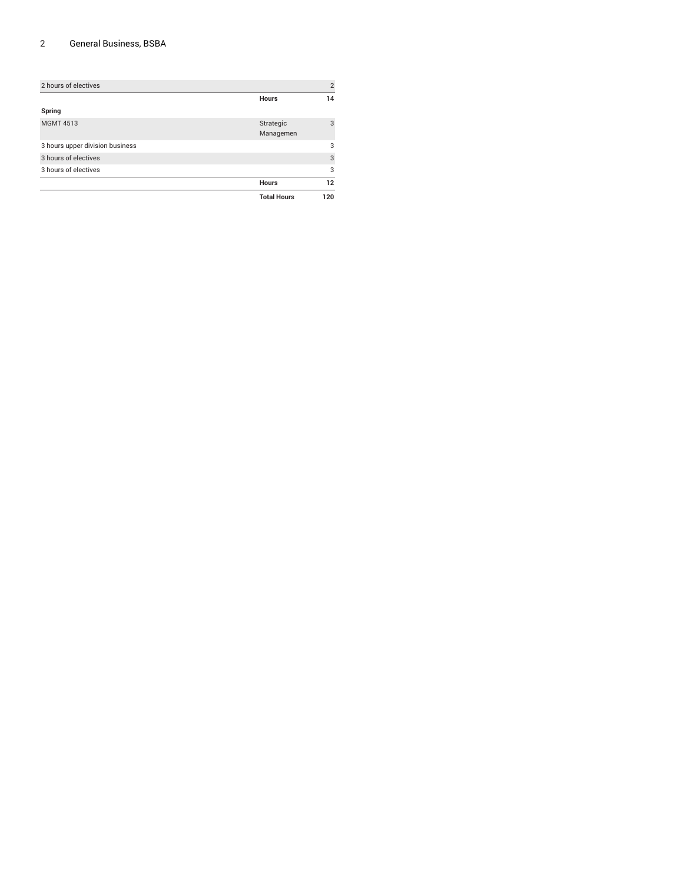| | | |
|---|---|---|
| 2 hours of electives | | 2 |
| | **Hours** | **14** |
| **Spring** | | |
| MGMT 4513 | Strategic Managemen | 3 |
| 3 hours upper division business | | 3 |
| 3 hours of electives | | 3 |
| 3 hours of electives | | 3 |
| | **Hours** | **12** |
| | **Total Hours** | **120** |